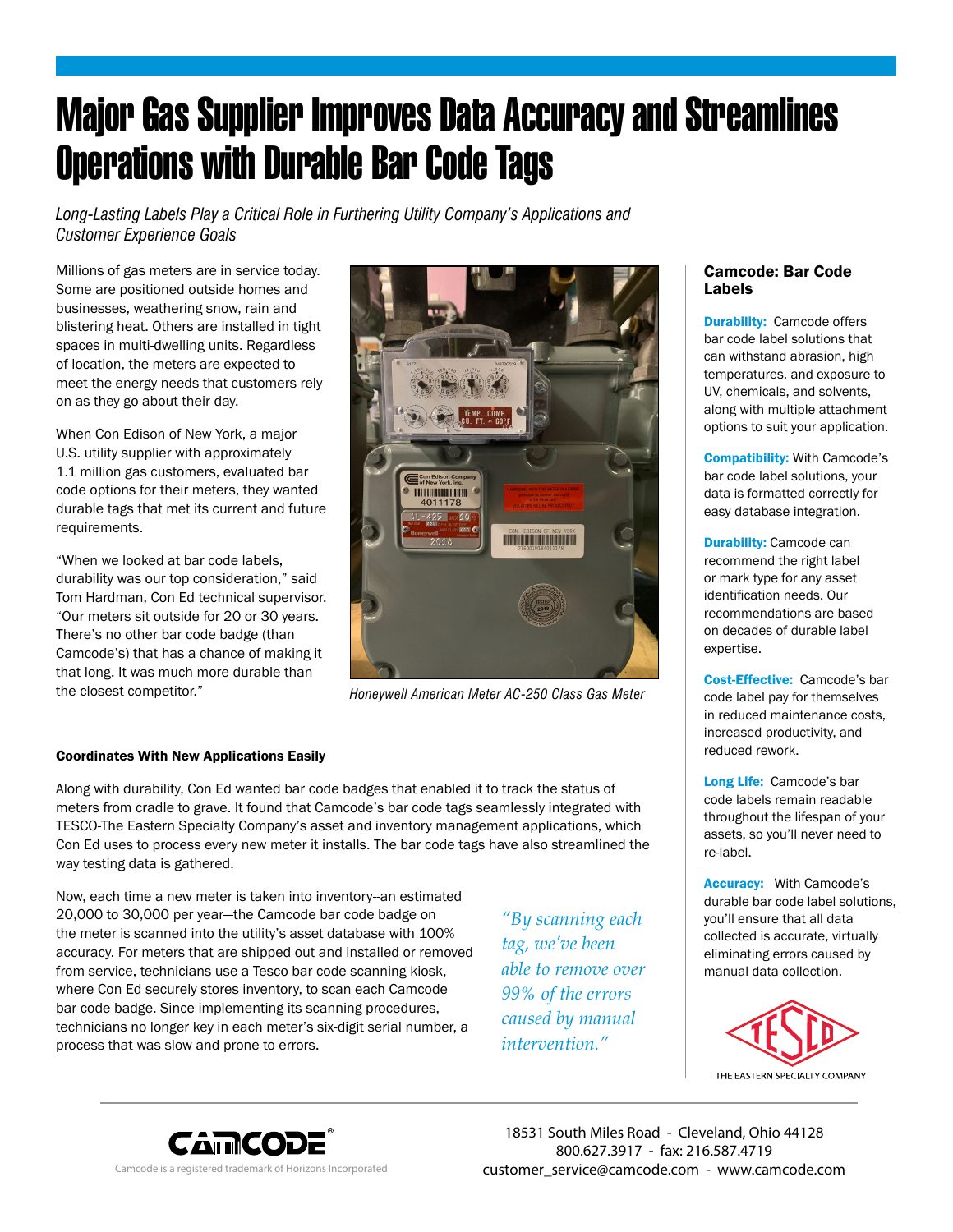# Major Gas Supplier Improves Data Accuracy and Streamlines Operations with Durable Bar Code Tags

*Long-Lasting Labels Play a Critical Role in Furthering Utility Company's Applications and Customer Experience Goals*

Millions of gas meters are in service today. Some are positioned outside homes and businesses, weathering snow, rain and blistering heat. Others are installed in tight spaces in multi-dwelling units. Regardless of location, the meters are expected to meet the energy needs that customers rely on as they go about their day.

When Con Edison of New York, a major U.S. utility supplier with approximately 1.1 million gas customers, evaluated bar code options for their meters, they wanted durable tags that met its current and future requirements.

"When we looked at bar code labels, durability was our top consideration," said Tom Hardman, Con Ed technical supervisor. "Our meters sit outside for 20 or 30 years. There's no other bar code badge (than Camcode's) that has a chance of making it that long. It was much more durable than the closest competitor."

*Honeywell American Meter AC-250 Class Gas Meter*

### Coordinates With New Applications Easily

Along with durability, Con Ed wanted bar code badges that enabled it to track the status of meters from cradle to grave. It found that Camcode's bar code tags seamlessly integrated with TESCO-The Eastern Specialty Company's asset and inventory management applications, which Con Ed uses to process every new meter it installs. The bar code tags have also streamlined the way testing data is gathered.

Now, each time a new meter is taken into inventory--an estimated 20,000 to 30,000 per year—the Camcode bar code badge on the meter is scanned into the utility's asset database with 100% accuracy. For meters that are shipped out and installed or removed from service, technicians use a Tesco bar code scanning kiosk, where Con Ed securely stores inventory, to scan each Camcode bar code badge. Since implementing its scanning procedures, technicians no longer key in each meter's six-digit serial number, a process that was slow and prone to errors.

*"By scanning each tag, we've been able to remove over 99% of the errors caused by manual intervention."*

## Camcode: Bar Code Labels

**Durability:** Camcode offers bar code label solutions that can withstand abrasion, high temperatures, and exposure to UV, chemicals, and solvents, along with multiple attachment options to suit your application.

**Compatibility:** With Camcode's bar code label solutions, your data is formatted correctly for easy database integration.

**Durability:** Camcode can recommend the right label or mark type for any asset identification needs. Our recommendations are based on decades of durable label expertise.

**Cost-Effective:** Camcode's bar code label pay for themselves in reduced maintenance costs, increased productivity, and reduced rework.

**Long Life:** Camcode's bar code labels remain readable throughout the lifespan of your assets, so you'll never need to re-label.

**Accuracy:** With Camcode's durable bar code label solutions, you'll ensure that all data collected is accurate, virtually eliminating errors caused by manual data collection.

THE EASTERN SPECIALTY COMPANY

Camcode is a registered trademark of Horizons Incorporated

18531 South Miles Road - Cleveland, Ohio 44128
800.627.3917 - fax: 216.587.4719
customer_service@camcode.com - www.camcode.com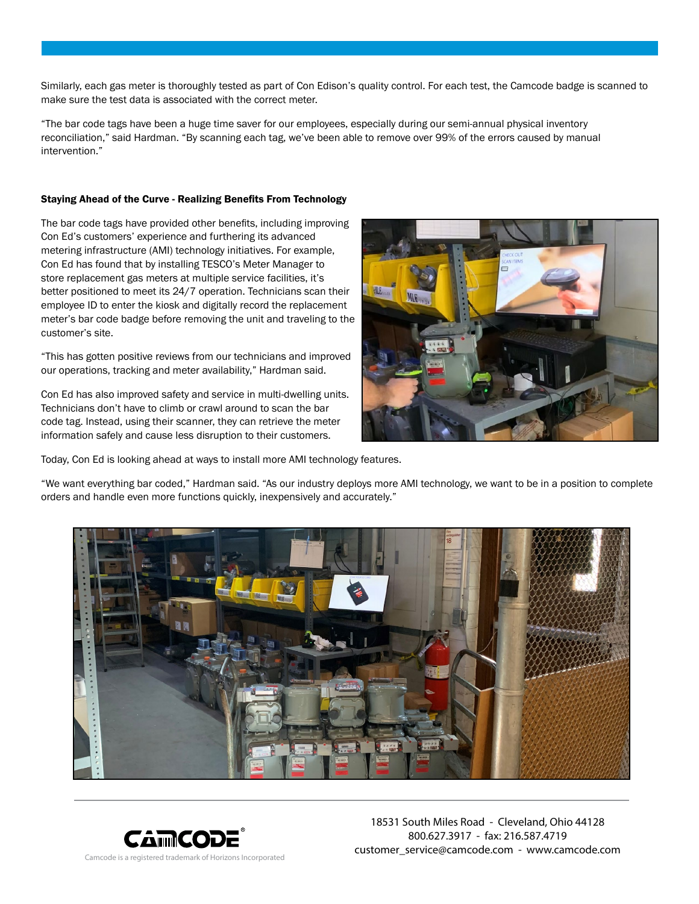Similarly, each gas meter is thoroughly tested as part of Con Edison's quality control. For each test, the Camcode badge is scanned to make sure the test data is associated with the correct meter.

"The bar code tags have been a huge time saver for our employees, especially during our semi-annual physical inventory reconciliation," said Hardman. "By scanning each tag, we've been able to remove over 99% of the errors caused by manual intervention."

#### Staying Ahead of the Curve - Realizing Benefits From Technology

The bar code tags have provided other benefits, including improving Con Ed's customers' experience and furthering its advanced metering infrastructure (AMI) technology initiatives. For example, Con Ed has found that by installing TESCO's Meter Manager to store replacement gas meters at multiple service facilities, it's better positioned to meet its 24/7 operation. Technicians scan their employee ID to enter the kiosk and digitally record the replacement meter's bar code badge before removing the unit and traveling to the customer's site.

"This has gotten positive reviews from our technicians and improved our operations, tracking and meter availability," Hardman said.

Con Ed has also improved safety and service in multi-dwelling units. Technicians don't have to climb or crawl around to scan the bar code tag. Instead, using their scanner, they can retrieve the meter information safely and cause less disruption to their customers.

Today, Con Ed is looking ahead at ways to install more AMI technology features.

"We want everything bar coded," Hardman said. "As our industry deploys more AMI technology, we want to be in a position to complete orders and handle even more functions quickly, inexpensively and accurately."

CAMCODE®

Camcode is a registered trademark of Horizons Incorporated

18531 South Miles Road - Cleveland, Ohio 44128
800.627.3917 - fax: 216.587.4719
customer_service@camcode.com - www.camcode.com